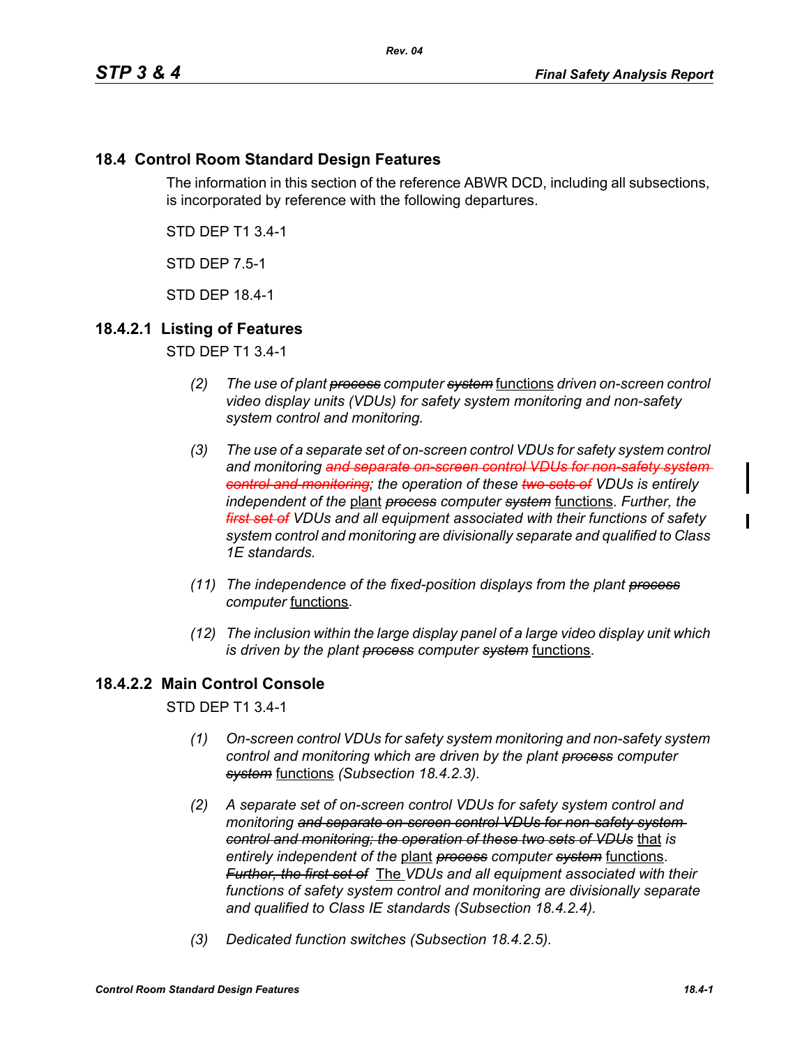## 18.4 Control Room Standard Design Features

The information in this section of the reference ABWR DCD, including all subsections, is incorporated by reference with the following departures.

STD DEP T1 3.4-1

STD DEP 7.5-1

STD DEP 18.4-1

### 18.4.2.1 Listing of Features

STD DEP T1 3.4-1

*(2)* *The use of plant ~~process~~ computer ~~system~~* functions *driven on-screen control video display units (VDUs) for safety system monitoring and non-safety system control and monitoring.*

*(3)* *The use of a separate set of on-screen control VDUs for safety system control and monitoring ~~and separate on-screen control VDUs for non-safety system control and monitoring~~; the operation of these ~~two sets of~~ VDUs is entirely independent of the* plant *~~process~~ computer ~~system~~* functions*. Further, the ~~first set of~~ VDUs and all equipment associated with their functions of safety system control and monitoring are divisionally separate and qualified to Class 1E standards.*

*(11)* *The independence of the fixed-position displays from the plant ~~process~~ computer* functions*.*

*(12)* *The inclusion within the large display panel of a large video display unit which is driven by the plant ~~process~~ computer ~~system~~* functions.

### 18.4.2.2 Main Control Console

STD DEP T1 3.4-1

*(1)* *On-screen control VDUs for safety system monitoring and non-safety system control and monitoring which are driven by the plant ~~process~~ computer ~~system~~* functions *(Subsection 18.4.2.3).*

*(2)* *A separate set of on-screen control VDUs for safety system control and monitoring ~~and separate on-screen control VDUs for non-safety system control and monitoring; the operation of these two sets of VDUs~~* that *is entirely independent of the* plant *~~process~~ computer ~~system~~* functions. *~~Further, the first set of~~* The *VDUs and all equipment associated with their functions of safety system control and monitoring are divisionally separate and qualified to Class IE standards (Subsection 18.4.2.4).*

*(3)* *Dedicated function switches (Subsection 18.4.2.5).*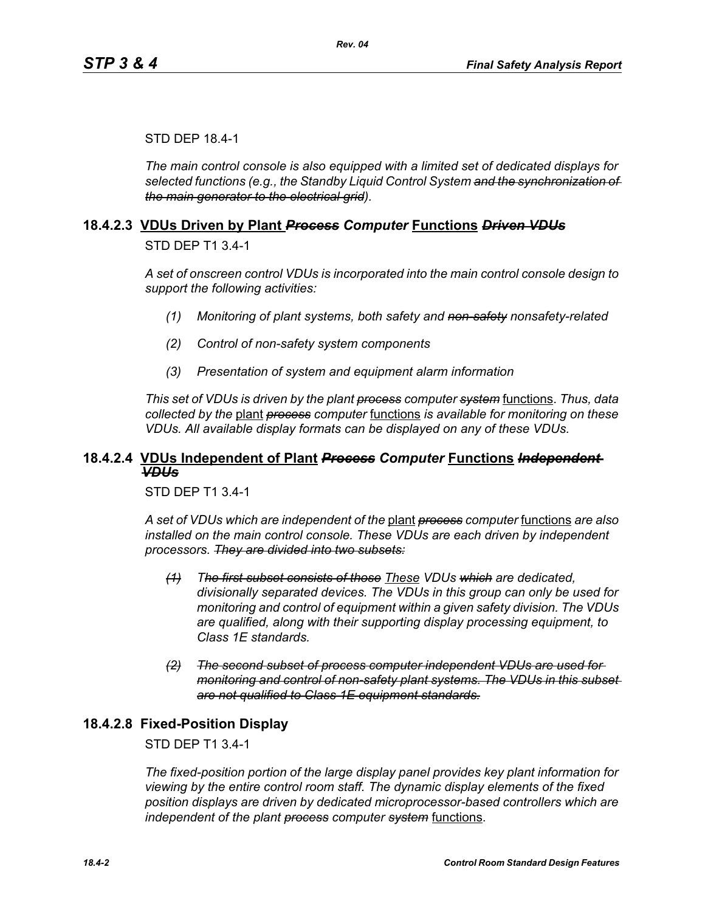STD DEP 18.4-1

*The main control console is also equipped with a limited set of dedicated displays for selected functions (e.g., the Standby Liquid Control System ~~and the synchronization of the main generator to the electrical grid~~).*

### 18.4.2.3 VDUs Driven by Plant ~~*Process*~~ *Computer* Functions ~~*Driven VDUs*~~

STD DEP T1 3.4-1

*A set of onscreen control VDUs is incorporated into the main control console design to support the following activities:*

*(1) Monitoring of plant systems, both safety and ~~non-safety~~ nonsafety-related*

*(2) Control of non-safety system components*

*(3) Presentation of system and equipment alarm information*

*This set of VDUs is driven by the plant ~~process~~ computer ~~system~~* functions. *Thus, data collected by the* plant ~~*process*~~ *computer* functions *is available for monitoring on these VDUs. All available display formats can be displayed on any of these VDUs.*

### 18.4.2.4 VDUs Independent of Plant ~~*Process*~~ *Computer* Functions ~~*Independent VDUs*~~

STD DEP T1 3.4-1

*A set of VDUs which are independent of the* plant ~~*process*~~ *computer* functions *are also installed on the main control console. These VDUs are each driven by independent processors. ~~They are divided into two subsets:~~*

~~*(1)*~~ *T~~he first subset consists of those~~* These *VDUs ~~which~~ are dedicated, divisionally separated devices. The VDUs in this group can only be used for monitoring and control of equipment within a given safety division. The VDUs are qualified, along with their supporting display processing equipment, to Class 1E standards.*

~~*(2) The second subset of process computer independent VDUs are used for monitoring and control of non-safety plant systems. The VDUs in this subset are not qualified to Class 1E equipment standards.*~~

### 18.4.2.8 Fixed-Position Display

STD DEP T1 3.4-1

*The fixed-position portion of the large display panel provides key plant information for viewing by the entire control room staff. The dynamic display elements of the fixed position displays are driven by dedicated microprocessor-based controllers which are independent of the plant ~~process~~ computer ~~system~~* functions.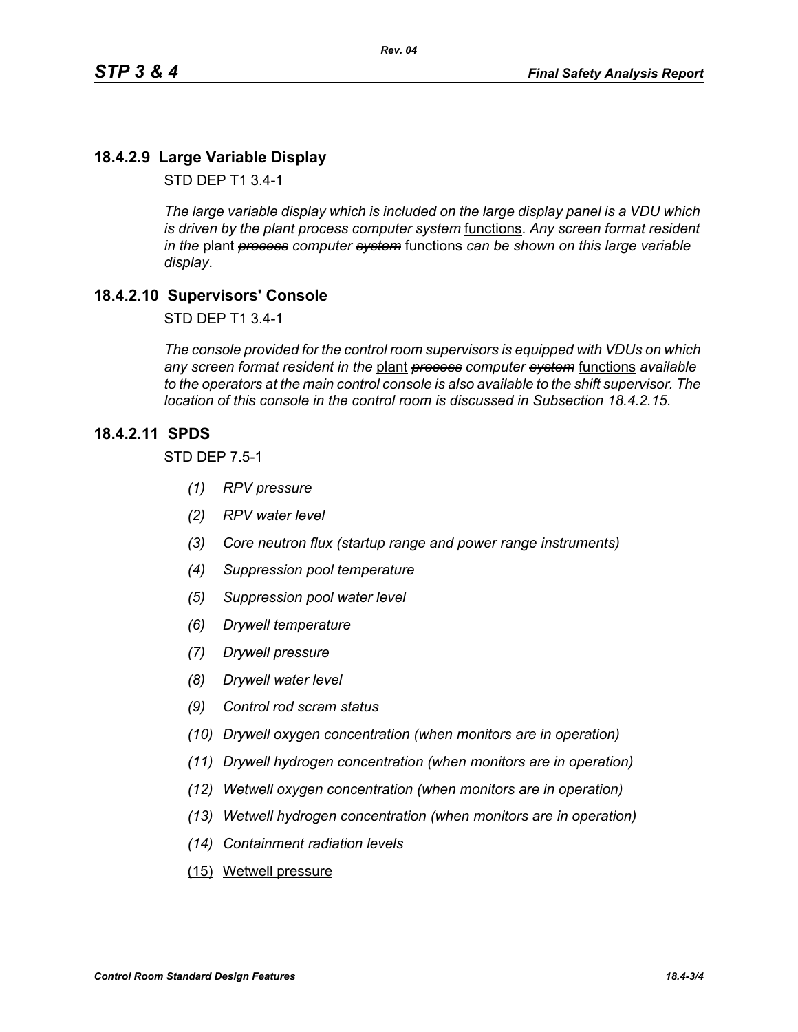## 18.4.2.9 Large Variable Display

STD DEP T1 3.4-1

*The large variable display which is included on the large display panel is a VDU which is driven by the plant ~~process~~ computer ~~system~~* functions*. Any screen format resident in the* plant *~~process~~ computer ~~system~~* functions *can be shown on this large variable display*.

## 18.4.2.10 Supervisors' Console

STD DEP T1 3.4-1

*The console provided for the control room supervisors is equipped with VDUs on which any screen format resident in the* plant *~~process~~ computer ~~system~~* functions *available to the operators at the main control console is also available to the shift supervisor. The location of this console in the control room is discussed in Subsection 18.4.2.15.*

## 18.4.2.11 SPDS

STD DEP 7.5-1

*(1) RPV pressure*

*(2) RPV water level*

*(3) Core neutron flux (startup range and power range instruments)*

*(4) Suppression pool temperature*

*(5) Suppression pool water level*

*(6) Drywell temperature*

*(7) Drywell pressure*

*(8) Drywell water level*

*(9) Control rod scram status*

*(10) Drywell oxygen concentration (when monitors are in operation)*

*(11) Drywell hydrogen concentration (when monitors are in operation)*

*(12) Wetwell oxygen concentration (when monitors are in operation)*

*(13) Wetwell hydrogen concentration (when monitors are in operation)*

*(14) Containment radiation levels*

(15) Wetwell pressure